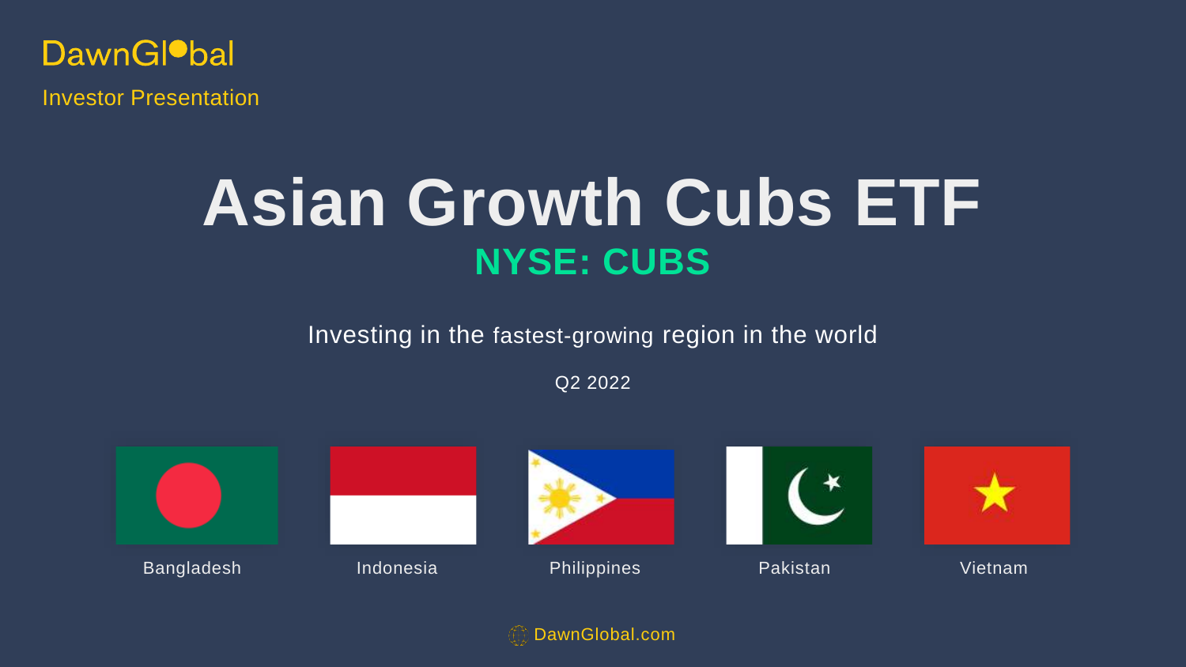DawnGlobal

Investor Presentation

# Asian Growth Cubs ETF

## NYSE: CUBS

Investing in the fastest-growing region in the world

Q2 2022

Bangladesh

Indonesia

Philippines

Pakistan

Vietnam

DawnGlobal.com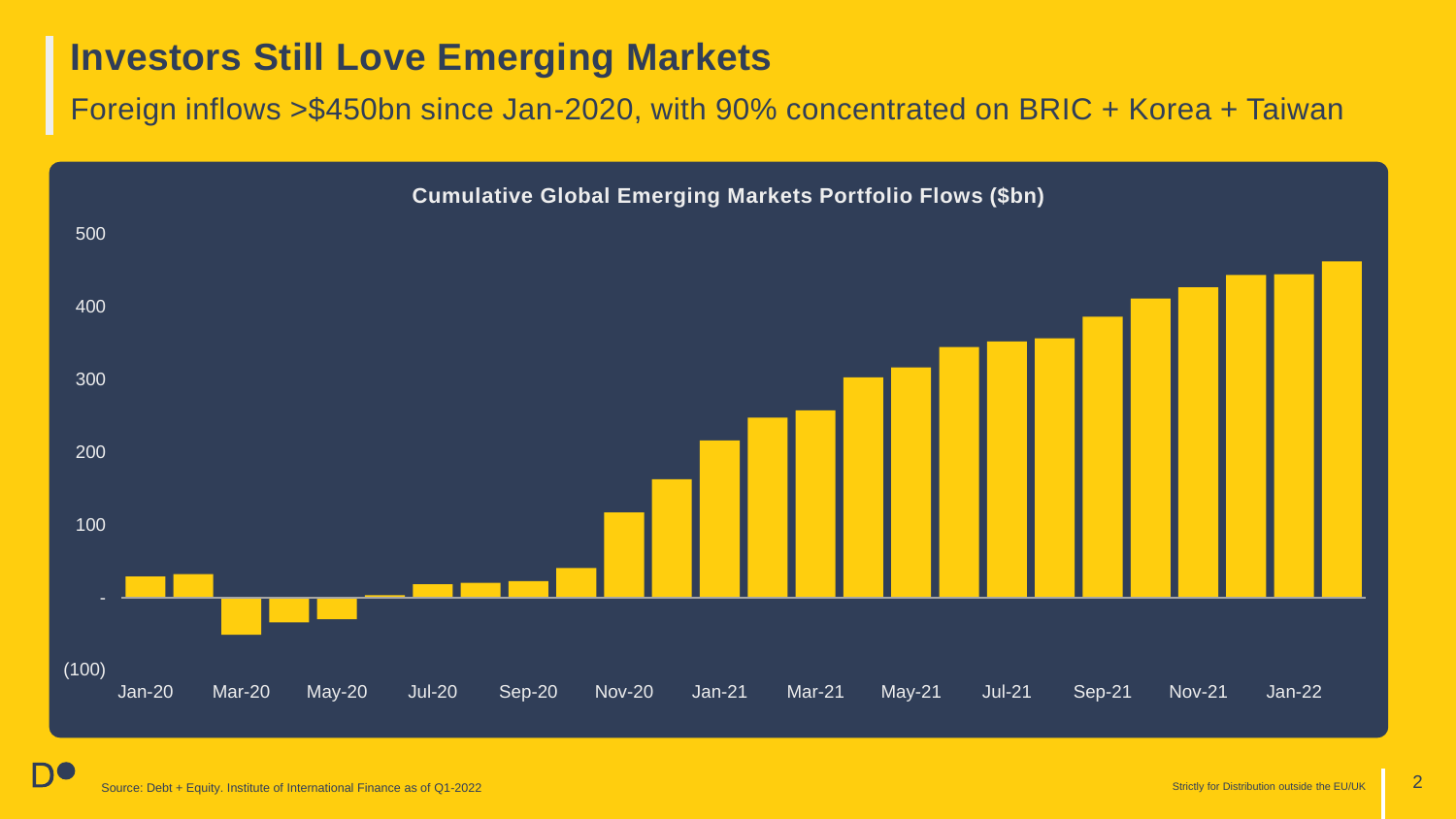# Investors Still Love Emerging Markets

## Foreign inflows >$450bn since Jan-2020, with 90% concentrated on BRIC + Korea + Taiwan

**Cumulative Global Emerging Markets Portfolio Flows ($bn)**

500

400

300

200

100

-

(100)

Jan-20 Mar-20 May-20 Jul-20 Sep-20 Nov-20 Jan-21 Mar-21 May-21 Jul-21 Sep-21 Nov-21 Jan-22

Source: Debt + Equity. Institute of International Finance as of Q1-2022

Strictly for Distribution outside the EU/UK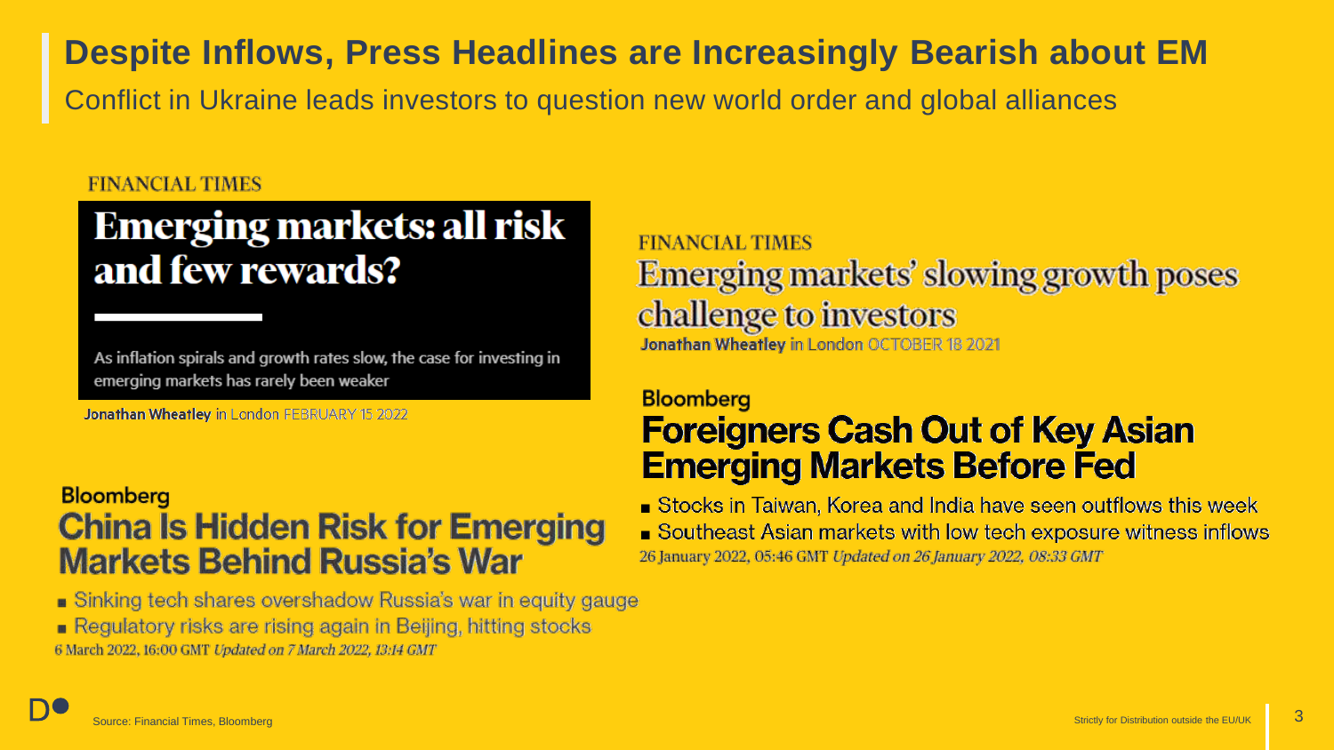# Despite Inflows, Press Headlines are Increasingly Bearish about EM

Conflict in Ukraine leads investors to question new world order and global alliances

**FINANCIAL TIMES**

## Emerging markets: all risk and few rewards?

As inflation spirals and growth rates slow, the case for investing in emerging markets has rarely been weaker

**Jonathan Wheatley** in London FEBRUARY 15 2022

**FINANCIAL TIMES**

## Emerging markets' slowing growth poses challenge to investors

**Jonathan Wheatley** in London OCTOBER 18 2021

**Bloomberg**

## China Is Hidden Risk for Emerging Markets Behind Russia's War

- Sinking tech shares overshadow Russia's war in equity gauge
- Regulatory risks are rising again in Beijing, hitting stocks

6 March 2022, 16:00 GMT *Updated on 7 March 2022, 13:14 GMT*

**Bloomberg**

## Foreigners Cash Out of Key Asian Emerging Markets Before Fed

- Stocks in Taiwan, Korea and India have seen outflows this week
- Southeast Asian markets with low tech exposure witness inflows

26 January 2022, 05:46 GMT *Updated on 26 January 2022, 08:33 GMT*

Source: Financial Times, Bloomberg

Strictly for Distribution outside the EU/UK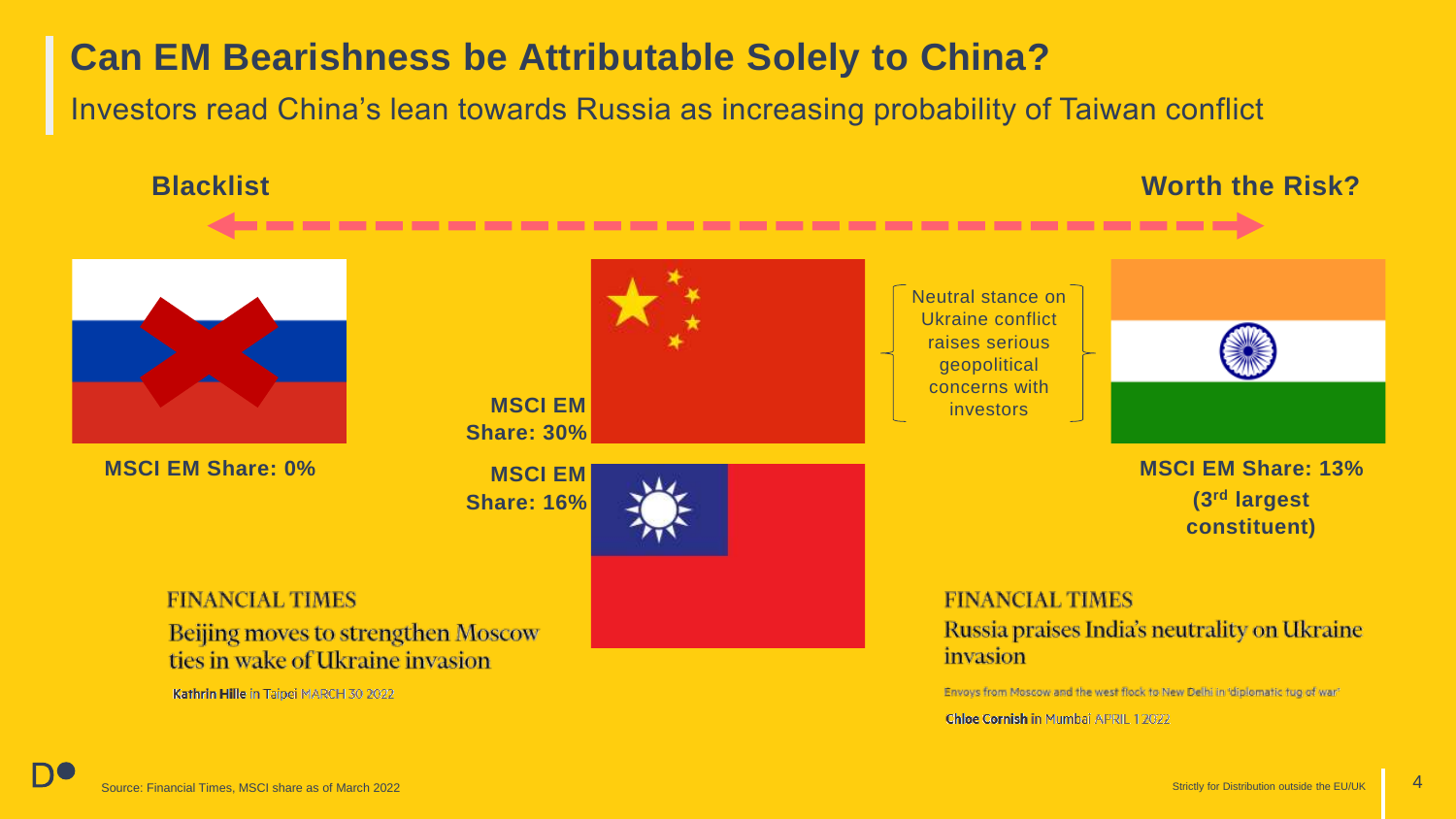# Can EM Bearishness be Attributable Solely to China?

Investors read China's lean towards Russia as increasing probability of Taiwan conflict

**Blacklist** ← → **Worth the Risk?**

**MSCI EM Share: 0%**

**MSCI EM Share: 30%**

**MSCI EM Share: 16%**

Neutral stance on Ukraine conflict raises serious geopolitical concerns with investors

**MSCI EM Share: 13%**
**(3rd largest constituent)**

FINANCIAL TIMES
Beijing moves to strengthen Moscow ties in wake of Ukraine invasion
Kathrin Hille in Taipei MARCH 30 2022

FINANCIAL TIMES
Russia praises India's neutrality on Ukraine invasion
Envoys from Moscow and the west flock to New Delhi in 'diplomatic tug of war'
Chloe Cornish in Mumbai APRIL 1 2022

Source: Financial Times, MSCI share as of March 2022

Strictly for Distribution outside the EU/UK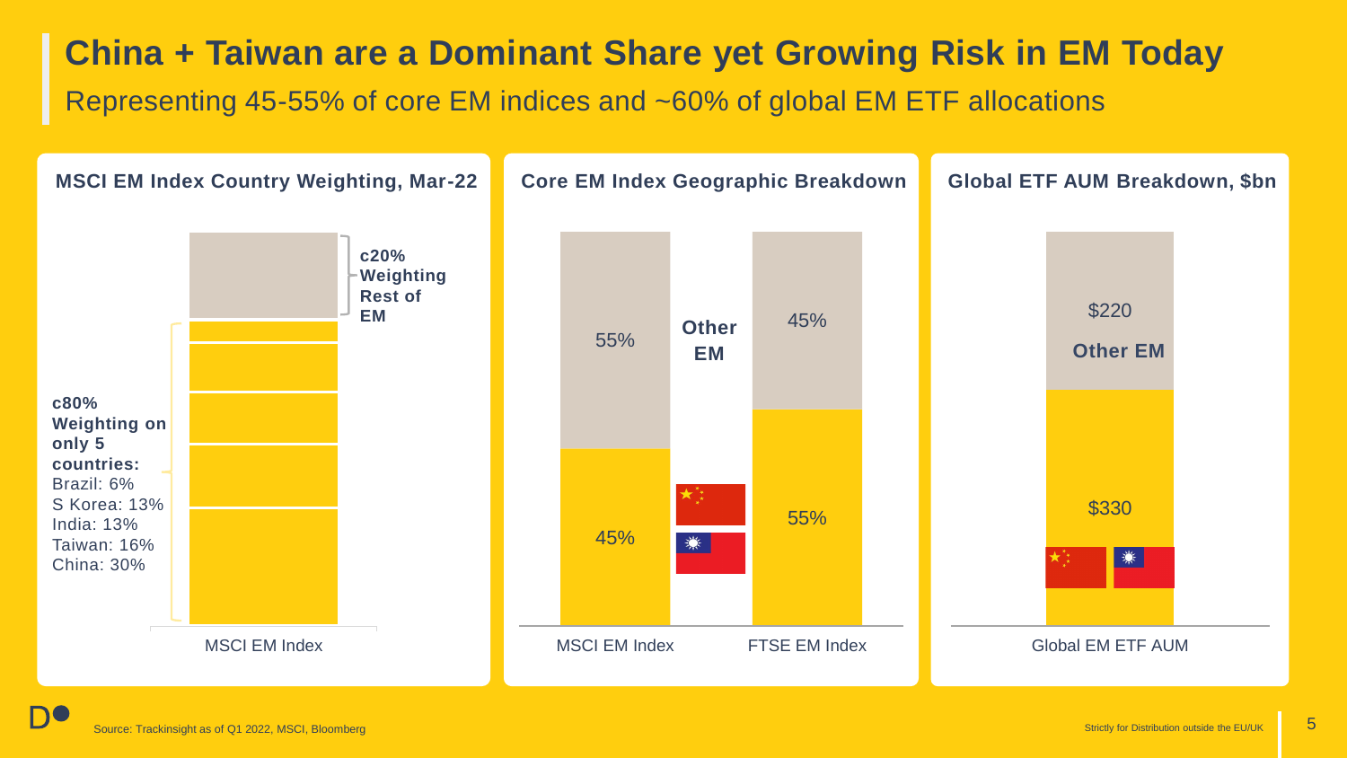# China + Taiwan are a Dominant Share yet Growing Risk in EM Today

## Representing 45-55% of core EM indices and ~60% of global EM ETF allocations

### MSCI EM Index Country Weighting, Mar-22

**c20% Weighting Rest of EM**

**c80% Weighting on only 5 countries:**
- Brazil: 6%
- S Korea: 13%
- India: 13%
- Taiwan: 16%
- China: 30%

MSCI EM Index

### Core EM Index Geographic Breakdown

| | MSCI EM Index | FTSE EM Index |
|---|---|---|
| Other EM | 55% | 45% |
| China + Taiwan | 45% | 55% |

### Global ETF AUM Breakdown, $bn

| | Global EM ETF AUM |
|---|---|
| Other EM | $220 |
| China + Taiwan | $330 |

Source: Trackinsight as of Q1 2022, MSCI, Bloomberg

Strictly for Distribution outside the EU/UK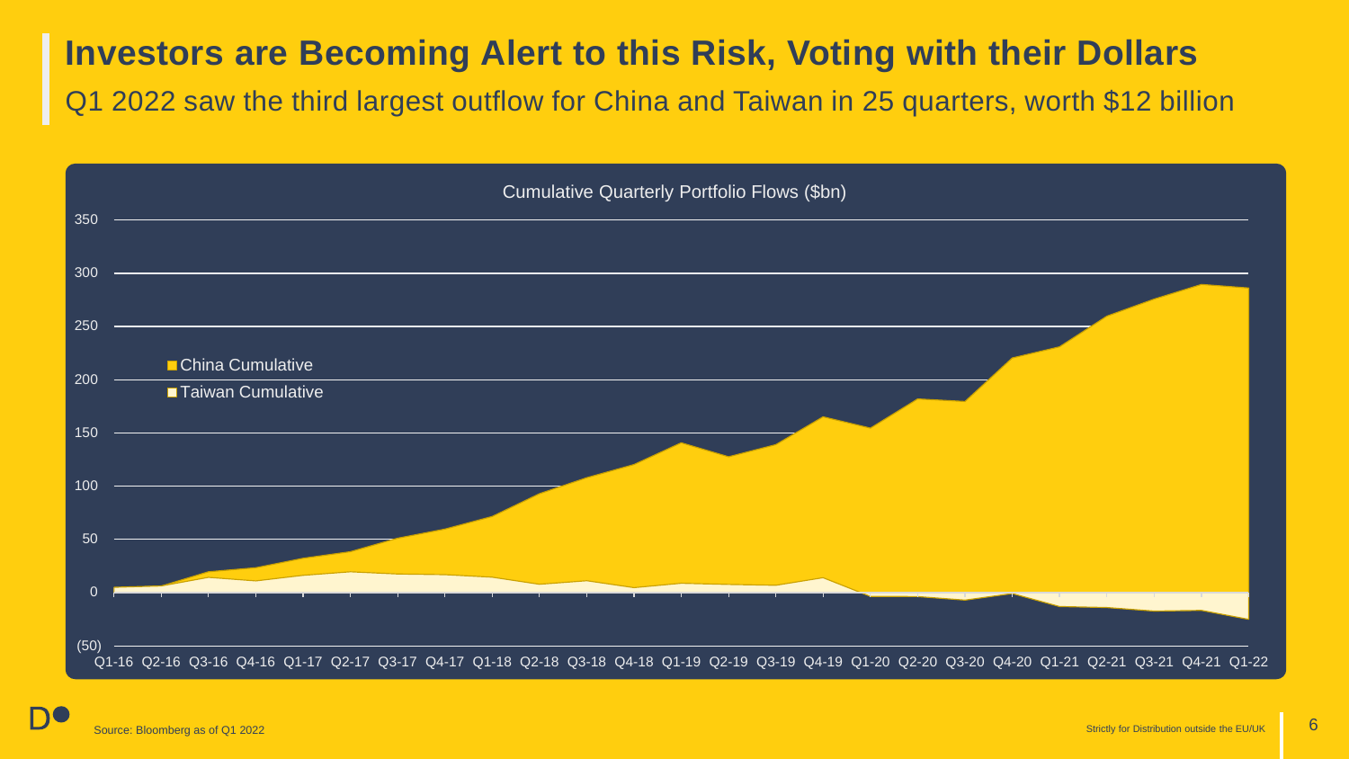# Investors are Becoming Alert to this Risk, Voting with their Dollars

Q1 2022 saw the third largest outflow for China and Taiwan in 25 quarters, worth $12 billion

Cumulative Quarterly Portfolio Flows ($bn)

- China Cumulative
- Taiwan Cumulative

Source: Bloomberg as of Q1 2022

Strictly for Distribution outside the EU/UK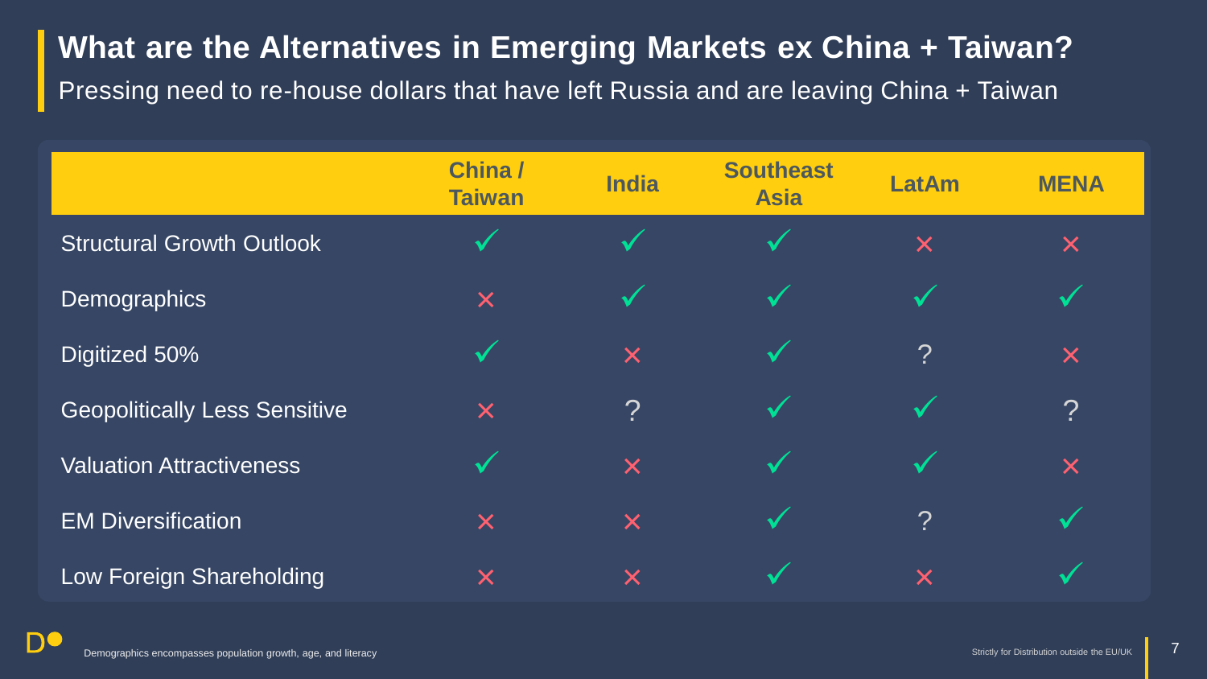# What are the Alternatives in Emerging Markets ex China + Taiwan?

Pressing need to re-house dollars that have left Russia and are leaving China + Taiwan

| | China / Taiwan | India | Southeast Asia | LatAm | MENA |
|---|---|---|---|---|---|
| Structural Growth Outlook | ✓ | ✓ | ✓ | ✗ | ✗ |
| Demographics | ✗ | ✓ | ✓ | ✓ | ✓ |
| Digitized 50% | ✓ | ✗ | ✓ | ? | ✗ |
| Geopolitically Less Sensitive | ✗ | ? | ✓ | ✓ | ? |
| Valuation Attractiveness | ✓ | ✗ | ✓ | ✓ | ✗ |
| EM Diversification | ✗ | ✗ | ✓ | ? | ✓ |
| Low Foreign Shareholding | ✗ | ✗ | ✓ | ✗ | ✓ |

Demographics encompasses population growth, age, and literacy

Strictly for Distribution outside the EU/UK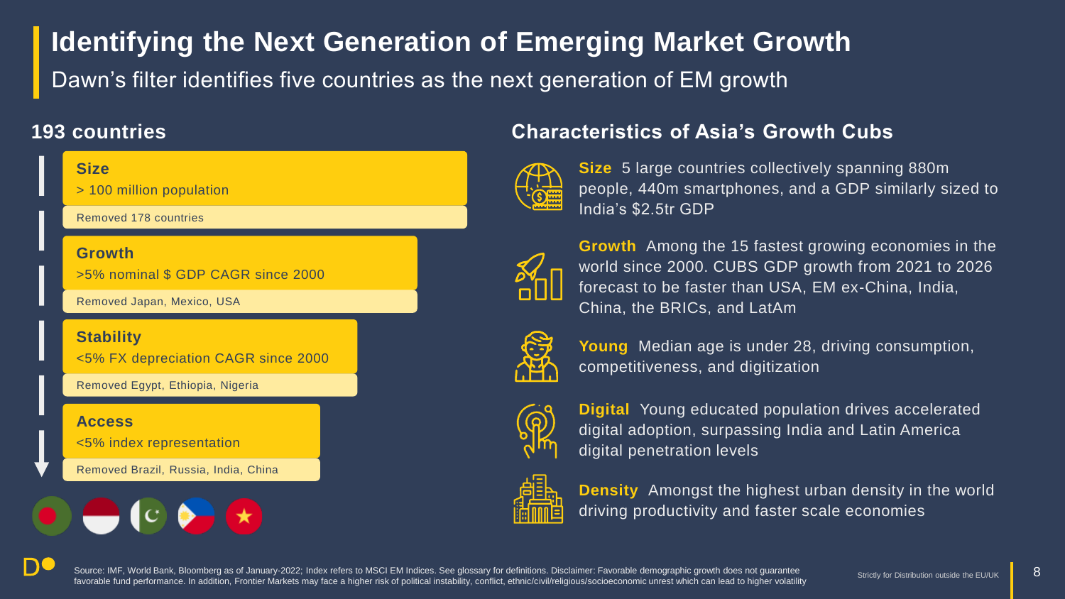# Identifying the Next Generation of Emerging Market Growth

Dawn's filter identifies five countries as the next generation of EM growth

## 193 countries

**Size**
> 100 million population

Removed 178 countries

**Growth**
>5% nominal $ GDP CAGR since 2000

Removed Japan, Mexico, USA

**Stability**
<5% FX depreciation CAGR since 2000

Removed Egypt, Ethiopia, Nigeria

**Access**
<5% index representation

Removed Brazil, Russia, India, China

## Characteristics of Asia's Growth Cubs

**Size** 5 large countries collectively spanning 880m people, 440m smartphones, and a GDP similarly sized to India's $2.5tr GDP

**Growth** Among the 15 fastest growing economies in the world since 2000. CUBS GDP growth from 2021 to 2026 forecast to be faster than USA, EM ex-China, India, China, the BRICs, and LatAm

**Young** Median age is under 28, driving consumption, competitiveness, and digitization

**Digital** Young educated population drives accelerated digital adoption, surpassing India and Latin America digital penetration levels

**Density** Amongst the highest urban density in the world driving productivity and faster scale economies

Source: IMF, World Bank, Bloomberg as of January-2022; Index refers to MSCI EM Indices. See glossary for definitions. Disclaimer: Favorable demographic growth does not guarantee favorable fund performance. In addition, Frontier Markets may face a higher risk of political instability, conflict, ethnic/civil/religious/socioeconomic unrest which can lead to higher volatility

Strictly for Distribution outside the EU/UK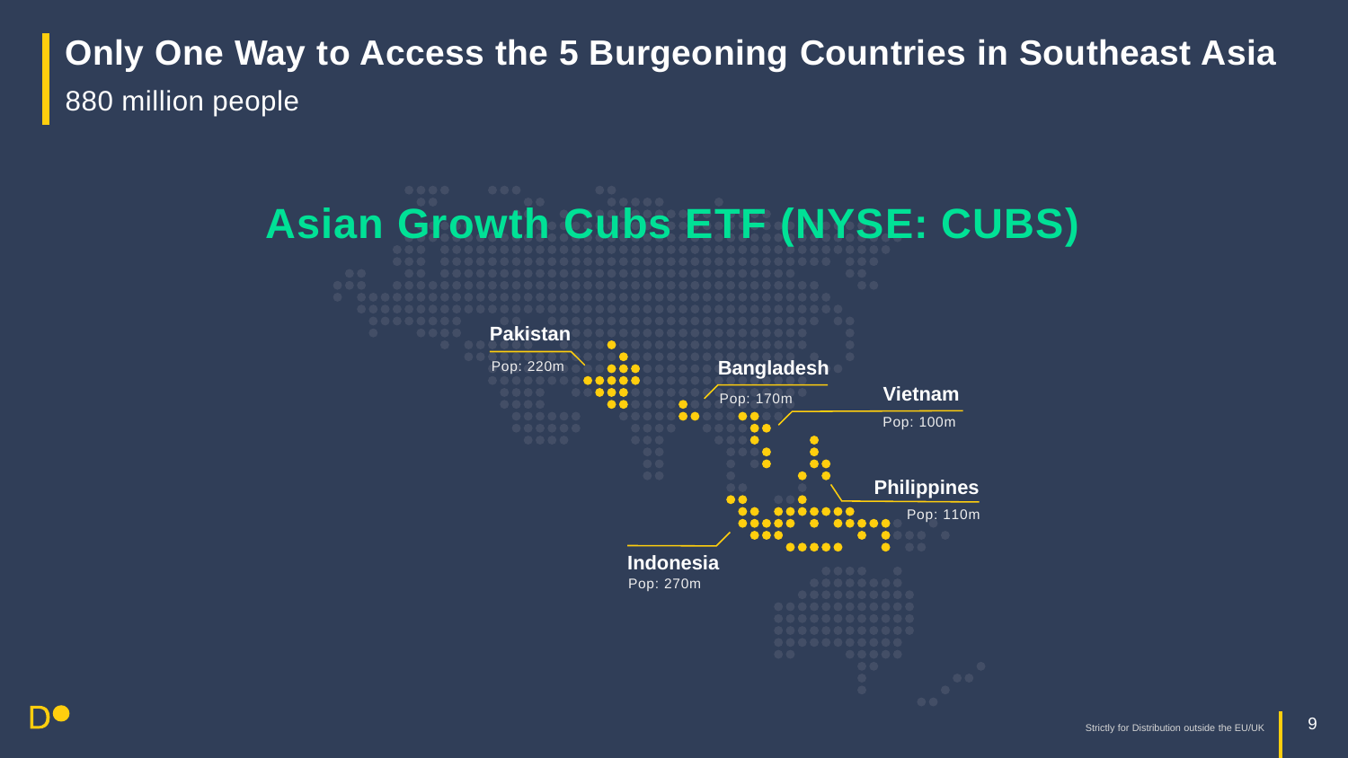# Only One Way to Access the 5 Burgeoning Countries in Southeast Asia

880 million people

## Asian Growth Cubs ETF (NYSE: CUBS)

**Pakistan**
Pop: 220m

**Bangladesh**
Pop: 170m

**Vietnam**
Pop: 100m

**Philippines**
Pop: 110m

**Indonesia**
Pop: 270m

Strictly for Distribution outside the EU/UK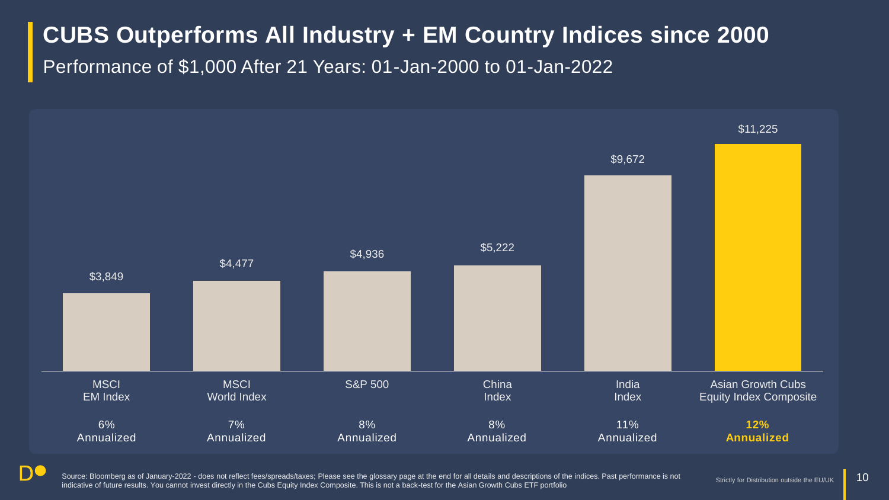# CUBS Outperforms All Industry + EM Country Indices since 2000

Performance of $1,000 After 21 Years: 01-Jan-2000 to 01-Jan-2022

| Index | Value | Annualized |
|---|---|---|
| MSCI EM Index | $3,849 | 6% Annualized |
| MSCI World Index | $4,477 | 7% Annualized |
| S&P 500 | $4,936 | 8% Annualized |
| China Index | $5,222 | 8% Annualized |
| India Index | $9,672 | 11% Annualized |
| **Asian Growth Cubs Equity Index Composite** | **$11,225** | **12% Annualized** |

Source: Bloomberg as of January-2022 - does not reflect fees/spreads/taxes; Please see the glossary page at the end for all details and descriptions of the indices. Past performance is not indicative of future results. You cannot invest directly in the Cubs Equity Index Composite. This is not a back-test for the Asian Growth Cubs ETF portfolio

Strictly for Distribution outside the EU/UK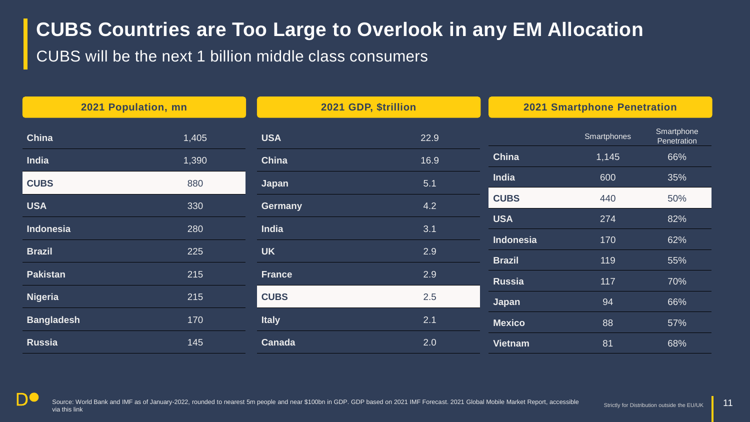# CUBS Countries are Too Large to Overlook in any EM Allocation

CUBS will be the next 1 billion middle class consumers

**2021 Population, mn**

| Country | Population |
|---|---|
| **China** | 1,405 |
| **India** | 1,390 |
| **CUBS** | 880 |
| **USA** | 330 |
| **Indonesia** | 280 |
| **Brazil** | 225 |
| **Pakistan** | 215 |
| **Nigeria** | 215 |
| **Bangladesh** | 170 |
| **Russia** | 145 |

**2021 GDP, $trillion**

| Country | GDP |
|---|---|
| **USA** | 22.9 |
| **China** | 16.9 |
| **Japan** | 5.1 |
| **Germany** | 4.2 |
| **India** | 3.1 |
| **UK** | 2.9 |
| **France** | 2.9 |
| **CUBS** | 2.5 |
| **Italy** | 2.1 |
| **Canada** | 2.0 |

**2021 Smartphone Penetration**

| | Smartphones | Smartphone Penetration |
|---|---|---|
| **China** | 1,145 | 66% |
| **India** | 600 | 35% |
| **CUBS** | 440 | 50% |
| **USA** | 274 | 82% |
| **Indonesia** | 170 | 62% |
| **Brazil** | 119 | 55% |
| **Russia** | 117 | 70% |
| **Japan** | 94 | 66% |
| **Mexico** | 88 | 57% |
| **Vietnam** | 81 | 68% |

Source: World Bank and IMF as of January-2022, rounded to nearest 5m people and near $100bn in GDP. GDP based on 2021 IMF Forecast. 2021 Global Mobile Market Report, accessible via this link

Strictly for Distribution outside the EU/UK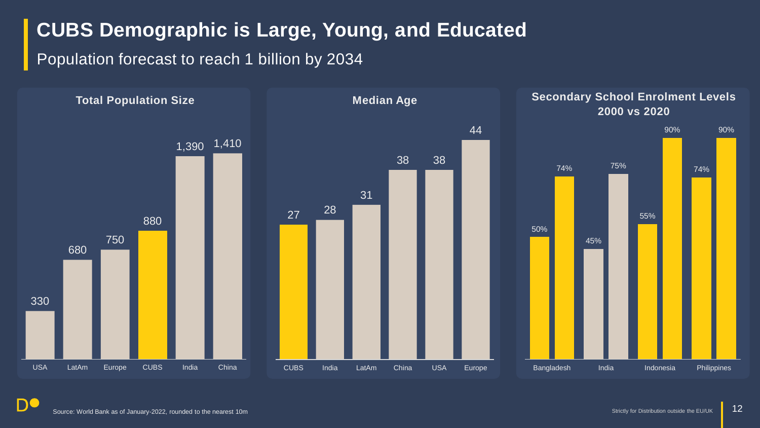# CUBS Demographic is Large, Young, and Educated

Population forecast to reach 1 billion by 2034

### Total Population Size

| USA | LatAm | Europe | CUBS | India | China |
|---|---|---|---|---|---|
| 330 | 680 | 750 | 880 | 1,390 | 1,410 |

### Median Age

| CUBS | India | LatAm | China | USA | Europe |
|---|---|---|---|---|---|
| 27 | 28 | 31 | 38 | 38 | 44 |

### Secondary School Enrolment Levels 2000 vs 2020

| | Bangladesh | India | Indonesia | Philippines |
|---|---|---|---|---|
| 2000 | 50% | 45% | 55% | 74% |
| 2020 | 74% | 75% | 90% | 90% |

Source: World Bank as of January-2022, rounded to the nearest 10m

Strictly for Distribution outside the EU/UK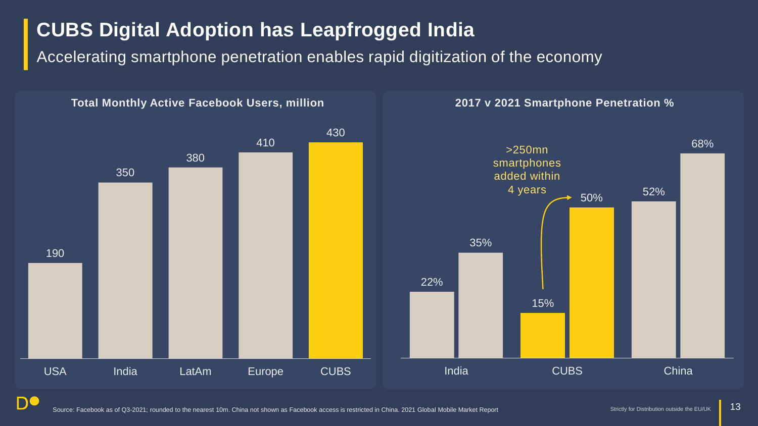# CUBS Digital Adoption has Leapfrogged India

Accelerating smartphone penetration enables rapid digitization of the economy

### Total Monthly Active Facebook Users, million

| USA | India | LatAm | Europe | CUBS |
|---|---|---|---|---|
| 190 | 350 | 380 | 410 | 430 |

### 2017 v 2021 Smartphone Penetration %

| | India | CUBS | China |
|---|---|---|---|
| 2017 | 22% | 15% | 52% |
| 2021 | 35% | 50% | 68% |

>250mn smartphones added within 4 years

Source: Facebook as of Q3-2021; rounded to the nearest 10m. China not shown as Facebook access is restricted in China. 2021 Global Mobile Market Report

Strictly for Distribution outside the EU/UK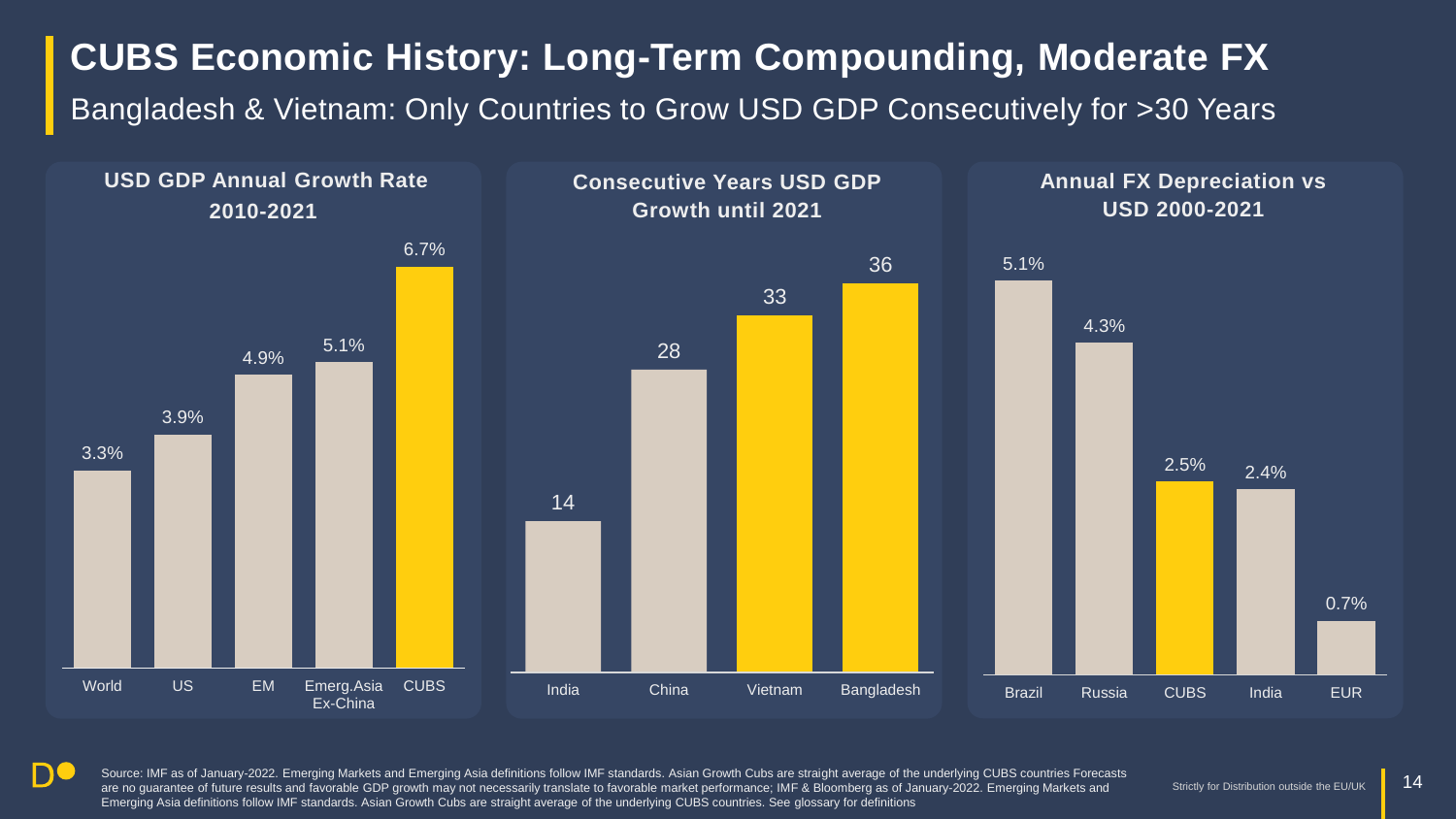# CUBS Economic History: Long-Term Compounding, Moderate FX

Bangladesh & Vietnam: Only Countries to Grow USD GDP Consecutively for >30 Years

### USD GDP Annual Growth Rate 2010-2021

| World | US | EM | Emerg.Asia Ex-China | CUBS |
|---|---|---|---|---|
| 3.3% | 3.9% | 4.9% | 5.1% | 6.7% |

### Consecutive Years USD GDP Growth until 2021

| India | China | Vietnam | Bangladesh |
|---|---|---|---|
| 14 | 28 | 33 | 36 |

### Annual FX Depreciation vs USD 2000-2021

| Brazil | Russia | CUBS | India | EUR |
|---|---|---|---|---|
| 5.1% | 4.3% | 2.5% | 2.4% | 0.7% |

Source: IMF as of January-2022. Emerging Markets and Emerging Asia definitions follow IMF standards. Asian Growth Cubs are straight average of the underlying CUBS countries Forecasts are no guarantee of future results and favorable GDP growth may not necessarily translate to favorable market performance; IMF & Bloomberg as of January-2022. Emerging Markets and Emerging Asia definitions follow IMF standards. Asian Growth Cubs are straight average of the underlying CUBS countries. See glossary for definitions

Strictly for Distribution outside the EU/UK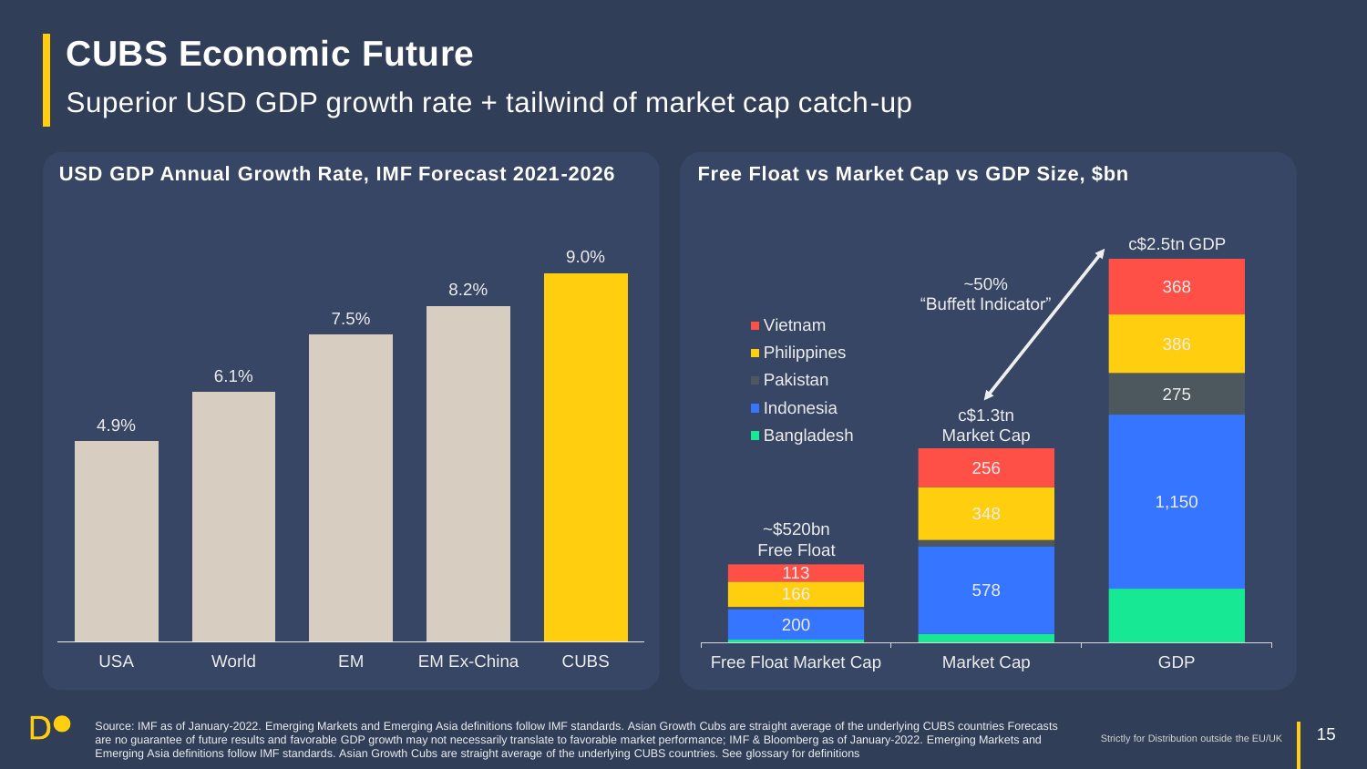# CUBS Economic Future

## Superior USD GDP growth rate + tailwind of market cap catch-up

### USD GDP Annual Growth Rate, IMF Forecast 2021-2026

| Region | Growth Rate |
|---|---|
| USA | 4.9% |
| World | 6.1% |
| EM | 7.5% |
| EM Ex-China | 8.2% |
| CUBS | 9.0% |

### Free Float vs Market Cap vs GDP Size, $bn

| Country | Free Float Market Cap | Market Cap | GDP |
|---|---|---|---|
| Vietnam | 113 | 256 | 368 |
| Philippines | 166 | 348 | 386 |
| Pakistan | | | 275 |
| Indonesia | 200 | 578 | 1,150 |
| Bangladesh | | | |
| **Total** | ~$520bn Free Float | c$1.3tn Market Cap | c$2.5tn GDP |

~50% "Buffett Indicator"

Source: IMF as of January-2022. Emerging Markets and Emerging Asia definitions follow IMF standards. Asian Growth Cubs are straight average of the underlying CUBS countries Forecasts are no guarantee of future results and favorable GDP growth may not necessarily translate to favorable market performance; IMF & Bloomberg as of January-2022. Emerging Markets and Emerging Asia definitions follow IMF standards. Asian Growth Cubs are straight average of the underlying CUBS countries. See glossary for definitions

Strictly for Distribution outside the EU/UK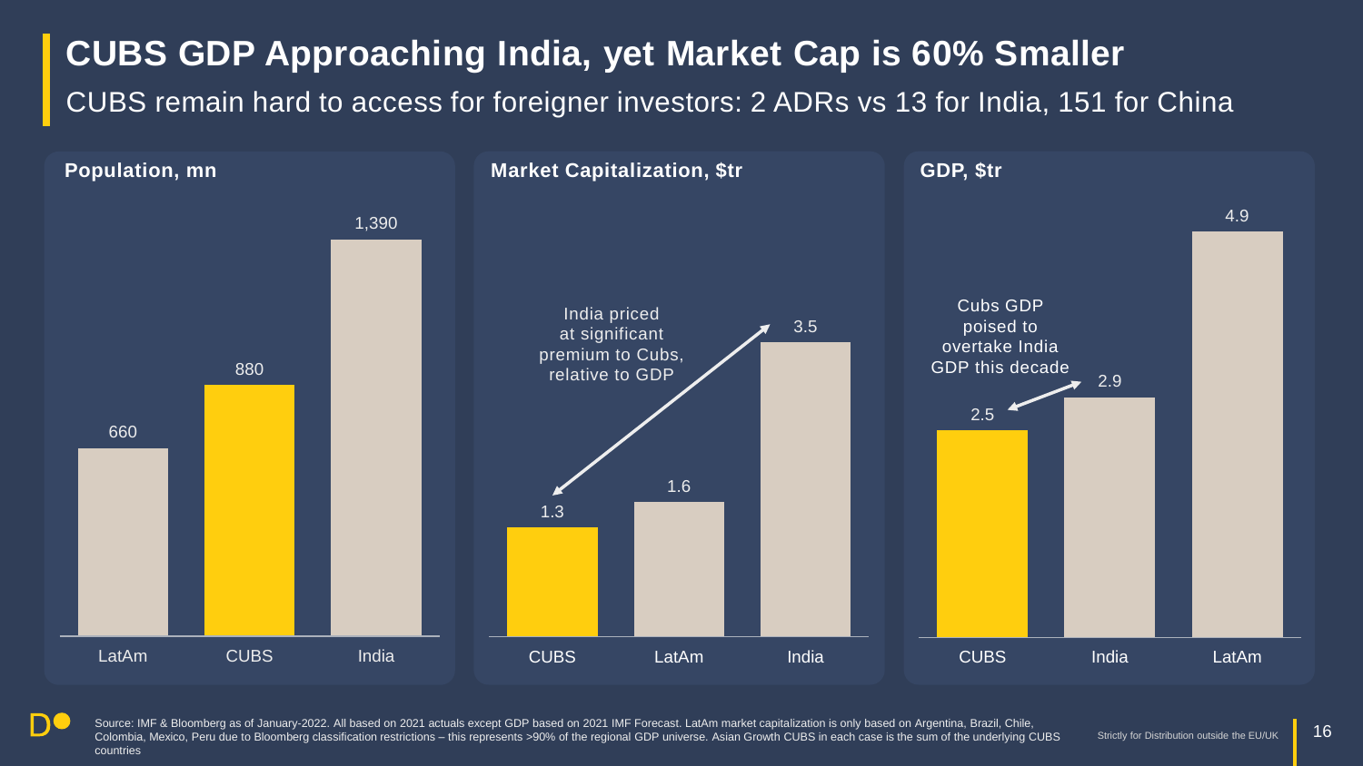# CUBS GDP Approaching India, yet Market Cap is 60% Smaller

CUBS remain hard to access for foreigner investors: 2 ADRs vs 13 for India, 151 for China

**Population, mn**

| LatAm | CUBS | India |
| --- | --- | --- |
| 660 | 880 | 1,390 |

**Market Capitalization, $tr**

| CUBS | LatAm | India |
| --- | --- | --- |
| 1.3 | 1.6 | 3.5 |

India priced at significant premium to Cubs, relative to GDP

**GDP, $tr**

| CUBS | India | LatAm |
| --- | --- | --- |
| 2.5 | 2.9 | 4.9 |

Cubs GDP poised to overtake India GDP this decade

Source: IMF & Bloomberg as of January-2022. All based on 2021 actuals except GDP based on 2021 IMF Forecast. LatAm market capitalization is only based on Argentina, Brazil, Chile, Colombia, Mexico, Peru due to Bloomberg classification restrictions – this represents >90% of the regional GDP universe. Asian Growth CUBS in each case is the sum of the underlying CUBS countries

Strictly for Distribution outside the EU/UK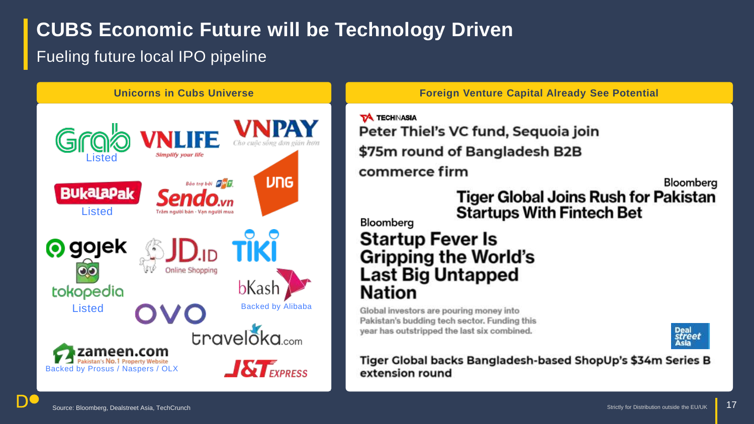# CUBS Economic Future will be Technology Driven

## Fueling future local IPO pipeline

### Unicorns in Cubs Universe

- Grab — Listed
- VNLIFE — Simplify your life
- VNPAY — Cho cuộc sống đơn giản hơn
- Bukalapak — Listed
- Sendo.vn — Bảo trợ bởi FPT — Trăm người bán - Vạn người mua
- VNG
- gojek
- tokopedia — Listed
- JD.ID — Online Shopping
- TIKI
- bKash — Backed by Alibaba
- OVO
- traveloka.com
- zameen.com — Pakistan's No.1 Property Website — Backed by Prosus / Naspers / OLX
- J&T EXPRESS

### Foreign Venture Capital Already See Potential

**TECHINASIA**
Peter Thiel's VC fund, Sequoia join $75m round of Bangladesh B2B commerce firm

**Bloomberg**
Tiger Global Joins Rush for Pakistan Startups With Fintech Bet

**Bloomberg**
Startup Fever Is Gripping the World's Last Big Untapped Nation

Global investors are pouring money into Pakistan's budding tech sector. Funding this year has outstripped the last six combined.

**DealStreetAsia**
Tiger Global backs Bangladesh-based ShopUp's $34m Series B extension round

Source: Bloomberg, Dealstreet Asia, TechCrunch

Strictly for Distribution outside the EU/UK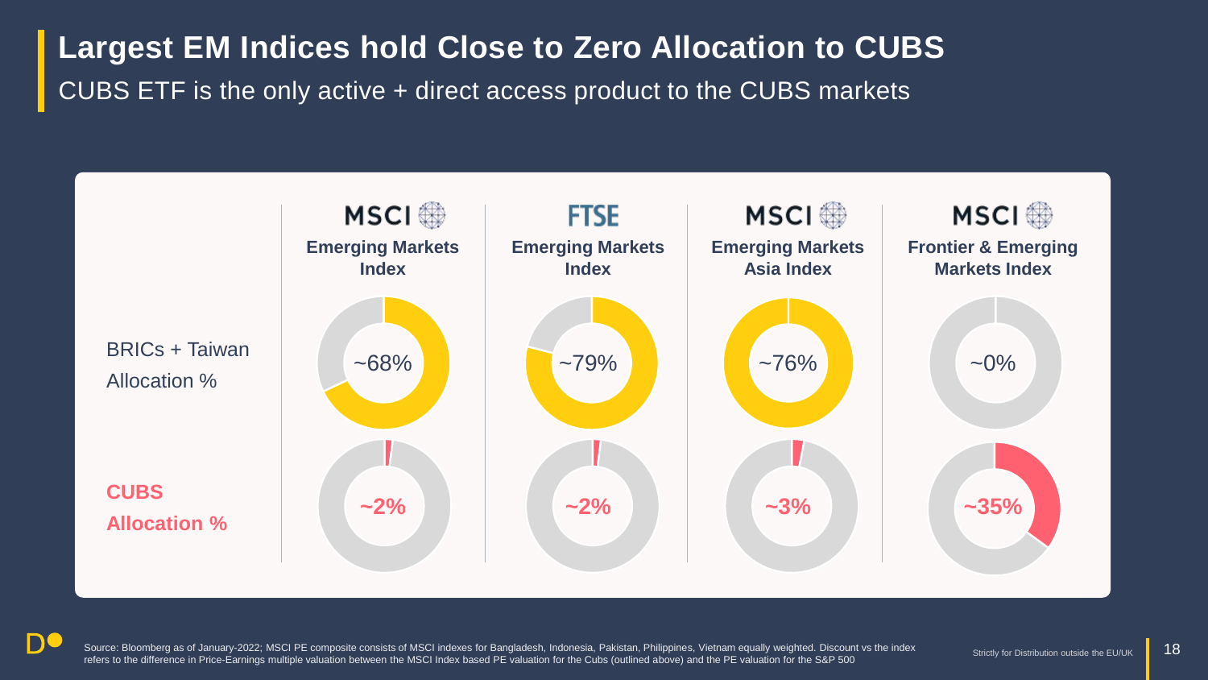# Largest EM Indices hold Close to Zero Allocation to CUBS

CUBS ETF is the only active + direct access product to the CUBS markets

| | MSCI Emerging Markets Index | FTSE Emerging Markets Index | MSCI Emerging Markets Asia Index | MSCI Frontier & Emerging Markets Index |
|---|---|---|---|---|
| BRICs + Taiwan Allocation % | ~68% | ~79% | ~76% | ~0% |
| **CUBS Allocation %** | **~2%** | **~2%** | **~3%** | **~35%** |

Source: Bloomberg as of January-2022; MSCI PE composite consists of MSCI indexes for Bangladesh, Indonesia, Pakistan, Philippines, Vietnam equally weighted. Discount vs the index refers to the difference in Price-Earnings multiple valuation between the MSCI Index based PE valuation for the Cubs (outlined above) and the PE valuation for the S&P 500

Strictly for Distribution outside the EU/UK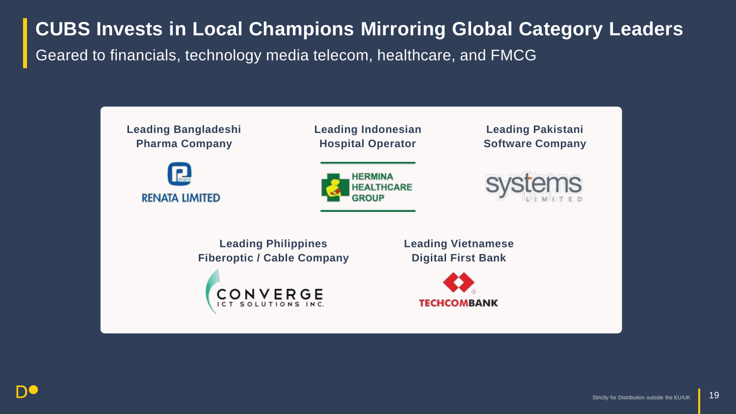# CUBS Invests in Local Champions Mirroring Global Category Leaders

Geared to financials, technology media telecom, healthcare, and FMCG

**Leading Bangladeshi Pharma Company**

RENATA LIMITED

**Leading Indonesian Hospital Operator**

HERMINA HEALTHCARE GROUP

**Leading Pakistani Software Company**

systems LIMITED

**Leading Philippines Fiberoptic / Cable Company**

CONVERGE ICT SOLUTIONS INC.

**Leading Vietnamese Digital First Bank**

TECHCOMBANK

Strictly for Distribution outside the EU/UK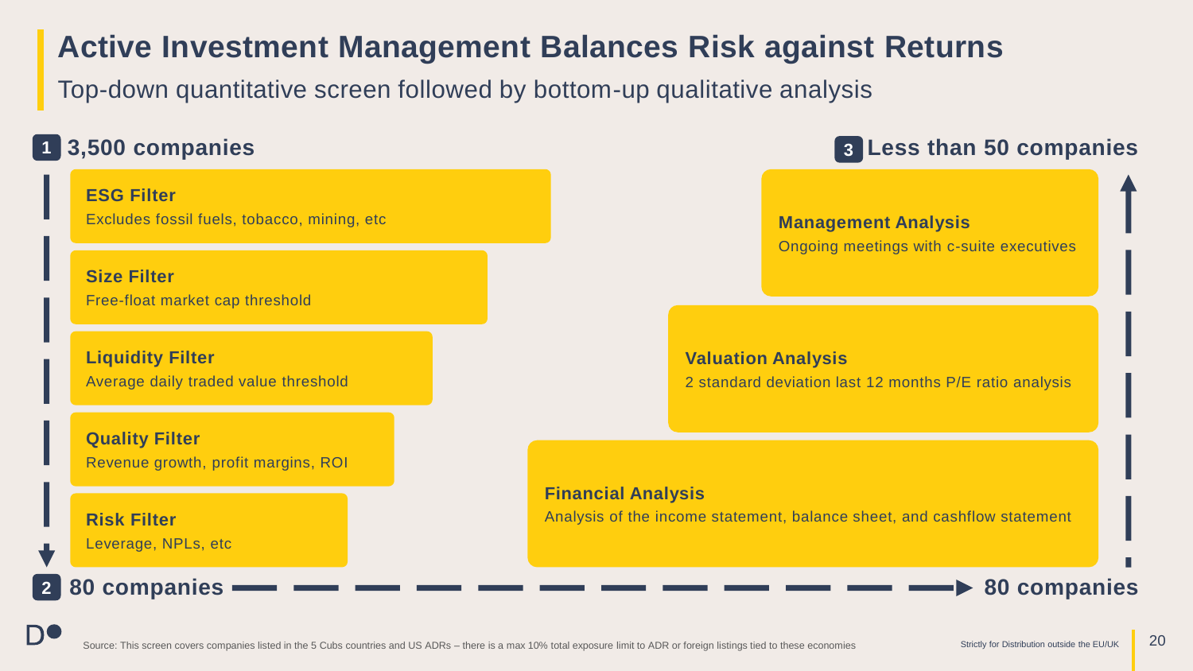# Active Investment Management Balances Risk against Returns

## Top-down quantitative screen followed by bottom-up qualitative analysis

### 1 3,500 companies

**ESG Filter**
Excludes fossil fuels, tobacco, mining, etc

**Size Filter**
Free-float market cap threshold

**Liquidity Filter**
Average daily traded value threshold

**Quality Filter**
Revenue growth, profit margins, ROI

**Risk Filter**
Leverage, NPLs, etc

### 2 80 companies → 80 companies

**Financial Analysis**
Analysis of the income statement, balance sheet, and cashflow statement

**Valuation Analysis**
2 standard deviation last 12 months P/E ratio analysis

**Management Analysis**
Ongoing meetings with c-suite executives

### 3 Less than 50 companies

Source: This screen covers companies listed in the 5 Cubs countries and US ADRs – there is a max 10% total exposure limit to ADR or foreign listings tied to these economies

Strictly for Distribution outside the EU/UK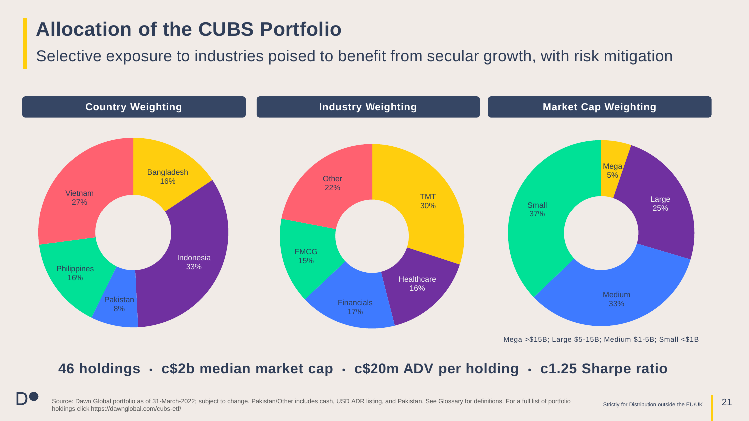# Allocation of the CUBS Portfolio

## Selective exposure to industries poised to benefit from secular growth, with risk mitigation

### Country Weighting

| Country | Weight |
|---|---|
| Bangladesh | 16% |
| Indonesia | 33% |
| Pakistan | 8% |
| Philippines | 16% |
| Vietnam | 27% |

### Industry Weighting

| Industry | Weight |
|---|---|
| TMT | 30% |
| Healthcare | 16% |
| Financials | 17% |
| FMCG | 15% |
| Other | 22% |

### Market Cap Weighting

| Market Cap | Weight |
|---|---|
| Mega | 5% |
| Large | 25% |
| Medium | 33% |
| Small | 37% |

Mega >$15B; Large $5-15B; Medium $1-5B; Small <$1B

**46 holdings • c$2b median market cap • c$20m ADV per holding • c1.25 Sharpe ratio**

Source: Dawn Global portfolio as of 31-March-2022; subject to change. Pakistan/Other includes cash, USD ADR listing, and Pakistan. See Glossary for definitions. For a full list of portfolio holdings click https://dawnglobal.com/cubs-etf/

Strictly for Distribution outside the EU/UK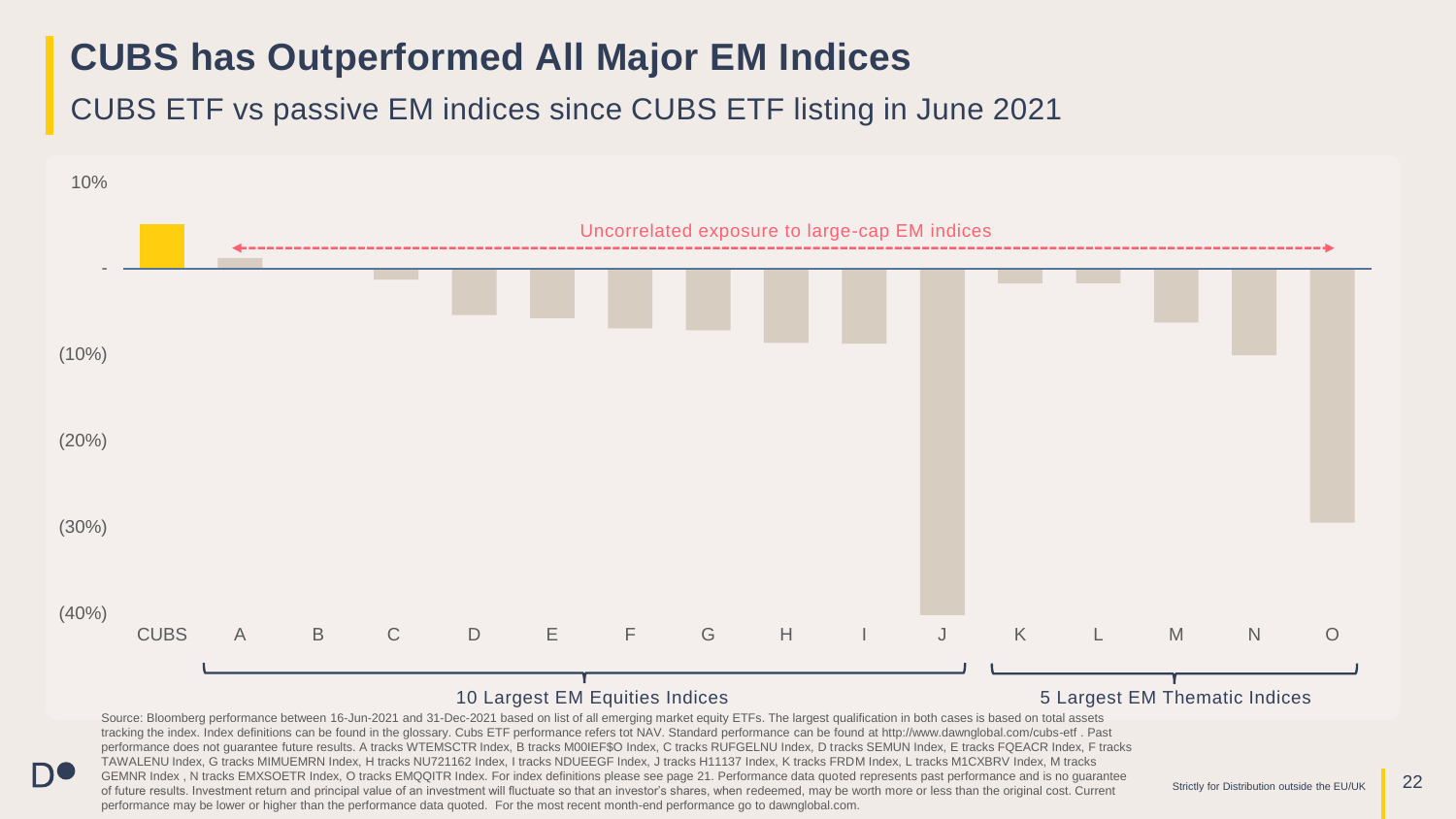# CUBS has Outperformed All Major EM Indices

## CUBS ETF vs passive EM indices since CUBS ETF listing in June 2021

10%

Uncorrelated exposure to large-cap EM indices

-

(10%)

(20%)

(30%)

(40%)

CUBS A B C D E F G H I J K L M N O

10 Largest EM Equities Indices

5 Largest EM Thematic Indices

Source: Bloomberg performance between 16-Jun-2021 and 31-Dec-2021 based on list of all emerging market equity ETFs. The largest qualification in both cases is based on total assets tracking the index. Index definitions can be found in the glossary. Cubs ETF performance refers tot NAV. Standard performance can be found at http://www.dawnglobal.com/cubs-etf . Past performance does not guarantee future results. A tracks WTEMSCTR Index, B tracks M00IEF$O Index, C tracks RUFGELNU Index, D tracks SEMUN Index, E tracks FQEACR Index, F tracks TAWALENU Index, G tracks MIMUEMRN Index, H tracks NU721162 Index, I tracks NDUEEGF Index, J tracks H11137 Index, K tracks FRDM Index, L tracks M1CXBRV Index, M tracks GEMNR Index , N tracks EMXSOETR Index, O tracks EMQQITR Index. For index definitions please see page 21. Performance data quoted represents past performance and is no guarantee of future results. Investment return and principal value of an investment will fluctuate so that an investor's shares, when redeemed, may be worth more or less than the original cost. Current performance may be lower or higher than the performance data quoted. For the most recent month-end performance go to dawnglobal.com.

Strictly for Distribution outside the EU/UK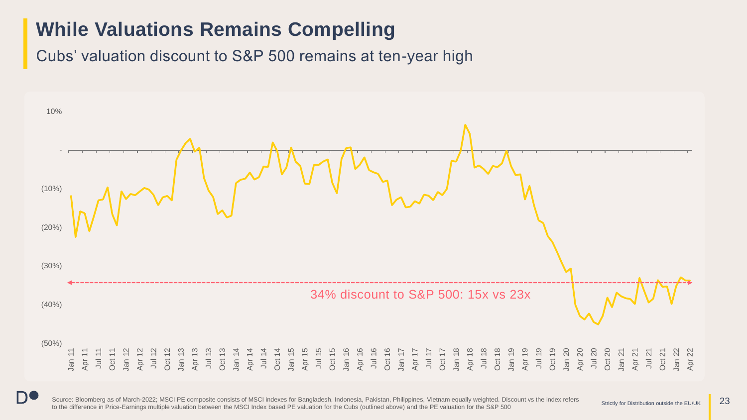# While Valuations Remains Compelling

## Cubs' valuation discount to S&P 500 remains at ten-year high

10%

-

(10%)

(20%)

(30%)

(40%)

(50%)

34% discount to S&P 500: 15x vs 23x

Jan 11, Apr 11, Jul 11, Oct 11, Jan 12, Apr 12, Jul 12, Oct 12, Jan 13, Apr 13, Jul 13, Oct 13, Jan 14, Apr 14, Jul 14, Oct 14, Jan 15, Apr 15, Jul 15, Oct 15, Jan 16, Apr 16, Jul 16, Oct 16, Jan 17, Apr 17, Jul 17, Oct 17, Jan 18, Apr 18, Jul 18, Oct 18, Jan 19, Apr 19, Jul 19, Oct 19, Jan 20, Apr 20, Jul 20, Oct 20, Jan 21, Apr 21, Jul 21, Oct 21, Jan 22, Apr 22

Source: Bloomberg as of March-2022; MSCI PE composite consists of MSCI indexes for Bangladesh, Indonesia, Pakistan, Philippines, Vietnam equally weighted. Discount vs the index refers to the difference in Price-Earnings multiple valuation between the MSCI Index based PE valuation for the Cubs (outlined above) and the PE valuation for the S&P 500

Strictly for Distribution outside the EU/UK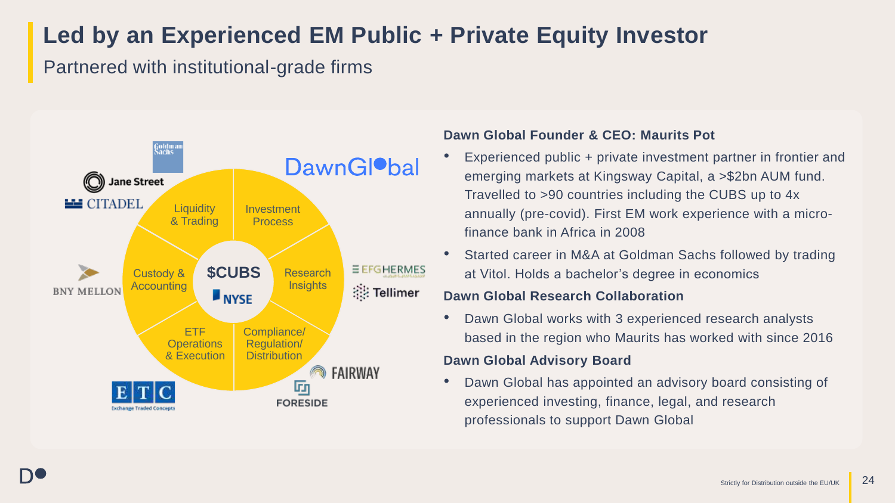# Led by an Experienced EM Public + Private Equity Investor

## Partnered with institutional-grade firms

DawnGlobal

$CUBS — NYSE

- Liquidity & Trading
- Investment Process
- Research Insights
- Compliance/ Regulation/ Distribution
- ETF Operations & Execution
- Custody & Accounting

Goldman Sachs · Jane Street · CITADEL · BNY MELLON · EFG HERMES · Tellimer · FAIRWAY · FORESIDE · ETC Exchange Traded Concepts

**Dawn Global Founder & CEO: Maurits Pot**

- Experienced public + private investment partner in frontier and emerging markets at Kingsway Capital, a >$2bn AUM fund. Travelled to >90 countries including the CUBS up to 4x annually (pre-covid). First EM work experience with a micro-finance bank in Africa in 2008
- Started career in M&A at Goldman Sachs followed by trading at Vitol. Holds a bachelor's degree in economics

**Dawn Global Research Collaboration**

- Dawn Global works with 3 experienced research analysts based in the region who Maurits has worked with since 2016

**Dawn Global Advisory Board**

- Dawn Global has appointed an advisory board consisting of experienced investing, finance, legal, and research professionals to support Dawn Global

Strictly for Distribution outside the EU/UK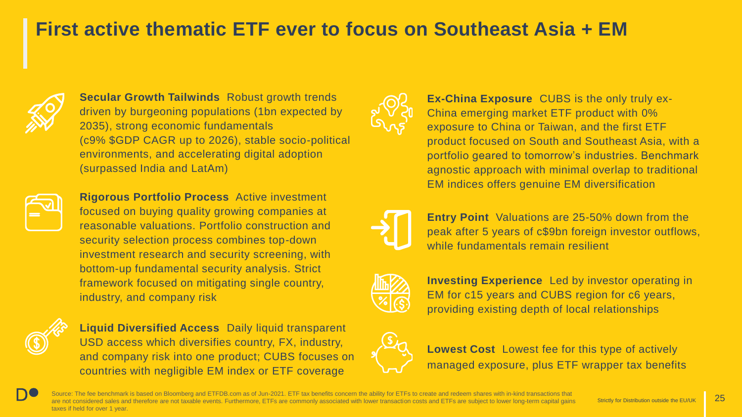# First active thematic ETF ever to focus on Southeast Asia + EM

**Secular Growth Tailwinds** Robust growth trends driven by burgeoning populations (1bn expected by 2035), strong economic fundamentals (c9% $GDP CAGR up to 2026), stable socio-political environments, and accelerating digital adoption (surpassed India and LatAm)

**Rigorous Portfolio Process** Active investment focused on buying quality growing companies at reasonable valuations. Portfolio construction and security selection process combines top-down investment research and security screening, with bottom-up fundamental security analysis. Strict framework focused on mitigating single country, industry, and company risk

**Liquid Diversified Access** Daily liquid transparent USD access which diversifies country, FX, industry, and company risk into one product; CUBS focuses on countries with negligible EM index or ETF coverage

**Ex-China Exposure** CUBS is the only truly ex-China emerging market ETF product with 0% exposure to China or Taiwan, and the first ETF product focused on South and Southeast Asia, with a portfolio geared to tomorrow's industries. Benchmark agnostic approach with minimal overlap to traditional EM indices offers genuine EM diversification

**Entry Point** Valuations are 25-50% down from the peak after 5 years of c$9bn foreign investor outflows, while fundamentals remain resilient

**Investing Experience** Led by investor operating in EM for c15 years and CUBS region for c6 years, providing existing depth of local relationships

**Lowest Cost** Lowest fee for this type of actively managed exposure, plus ETF wrapper tax benefits

Source: The fee benchmark is based on Bloomberg and ETFDB.com as of Jun-2021. ETF tax benefits concern the ability for ETFs to create and redeem shares with in-kind transactions that are not considered sales and therefore are not taxable events. Furthermore, ETFs are commonly associated with lower transaction costs and ETFs are subject to lower long-term capital gains taxes if held for over 1 year.

Strictly for Distribution outside the EU/UK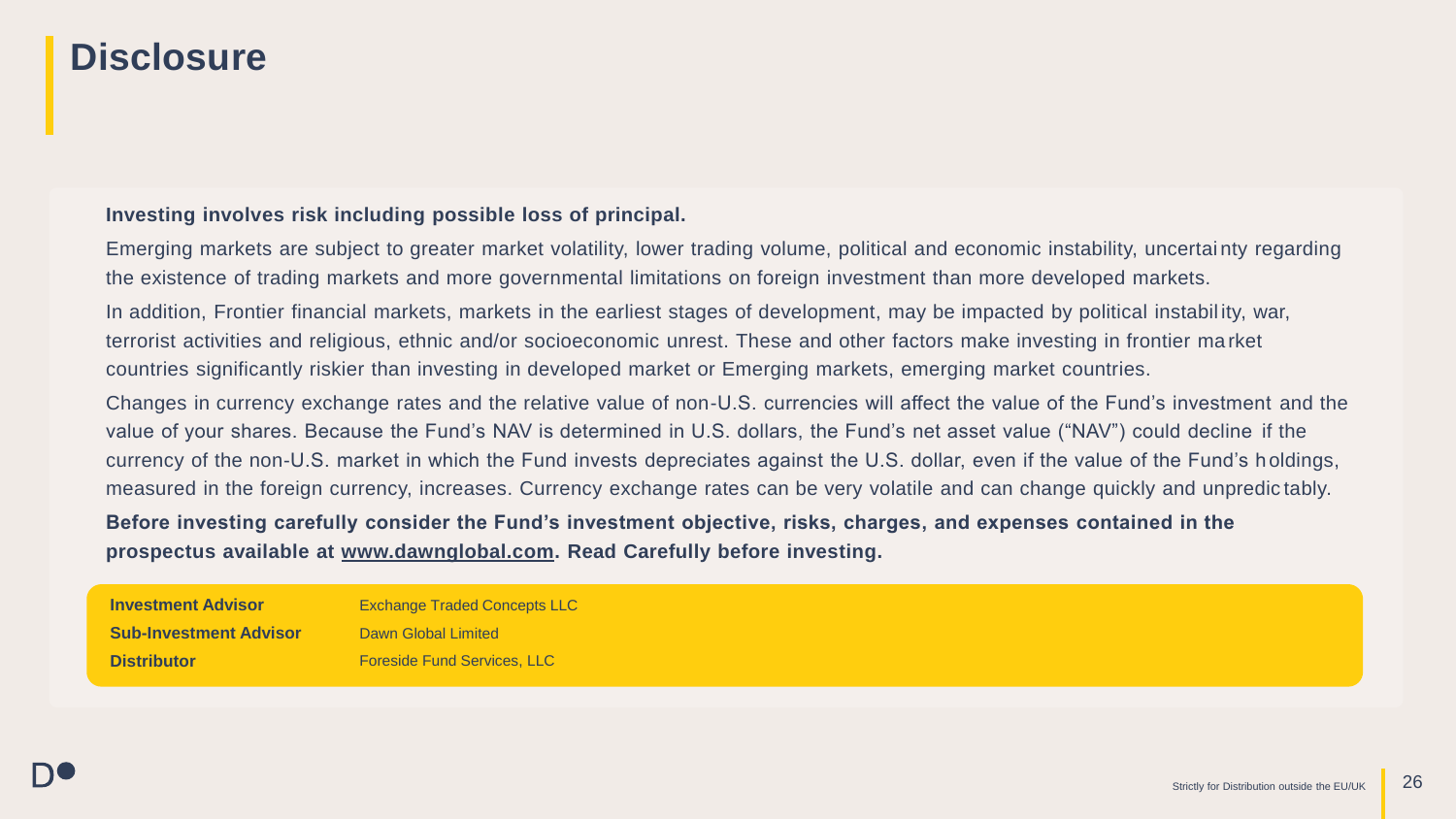# Disclosure

**Investing involves risk including possible loss of principal.**

Emerging markets are subject to greater market volatility, lower trading volume, political and economic instability, uncertainty regarding the existence of trading markets and more governmental limitations on foreign investment than more developed markets.

In addition, Frontier financial markets, markets in the earliest stages of development, may be impacted by political instability, war, terrorist activities and religious, ethnic and/or socioeconomic unrest. These and other factors make investing in frontier market countries significantly riskier than investing in developed market or Emerging markets, emerging market countries.

Changes in currency exchange rates and the relative value of non-U.S. currencies will affect the value of the Fund's investment and the value of your shares. Because the Fund's NAV is determined in U.S. dollars, the Fund's net asset value ("NAV") could decline if the currency of the non-U.S. market in which the Fund invests depreciates against the U.S. dollar, even if the value of the Fund's holdings, measured in the foreign currency, increases. Currency exchange rates can be very volatile and can change quickly and unpredictably.

**Before investing carefully consider the Fund's investment objective, risks, charges, and expenses contained in the prospectus available at www.dawnglobal.com. Read Carefully before investing.**

| | |
|---|---|
| **Investment Advisor** | Exchange Traded Concepts LLC |
| **Sub-Investment Advisor** | Dawn Global Limited |
| **Distributor** | Foreside Fund Services, LLC |

Strictly for Distribution outside the EU/UK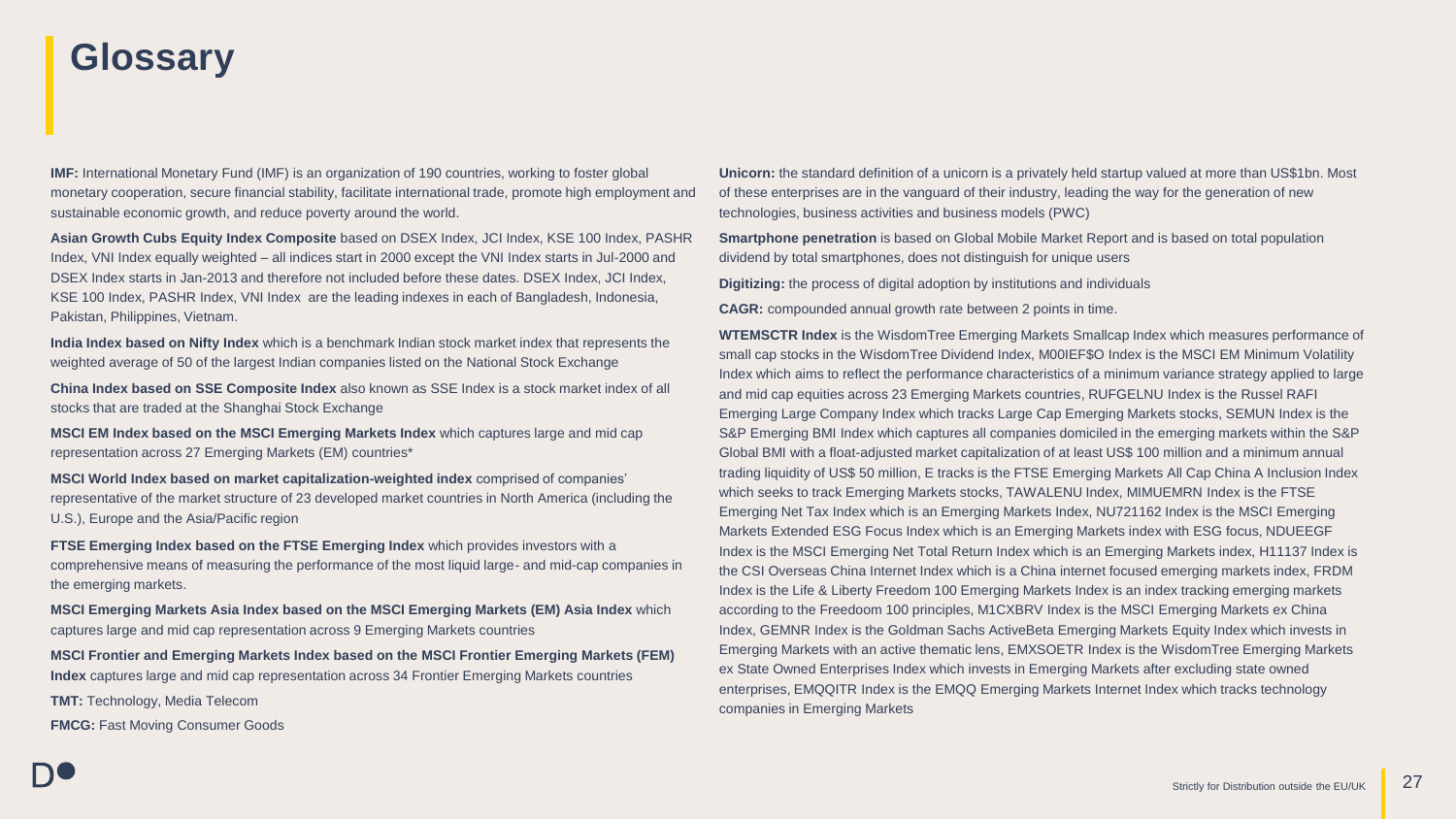# Glossary

**IMF:** International Monetary Fund (IMF) is an organization of 190 countries, working to foster global monetary cooperation, secure financial stability, facilitate international trade, promote high employment and sustainable economic growth, and reduce poverty around the world.

**Asian Growth Cubs Equity Index Composite** based on DSEX Index, JCI Index, KSE 100 Index, PASHR Index, VNI Index equally weighted – all indices start in 2000 except the VNI Index starts in Jul-2000 and DSEX Index starts in Jan-2013 and therefore not included before these dates. DSEX Index, JCI Index, KSE 100 Index, PASHR Index, VNI Index are the leading indexes in each of Bangladesh, Indonesia, Pakistan, Philippines, Vietnam.

**India Index based on Nifty Index** which is a benchmark Indian stock market index that represents the weighted average of 50 of the largest Indian companies listed on the National Stock Exchange

**China Index based on SSE Composite Index** also known as SSE Index is a stock market index of all stocks that are traded at the Shanghai Stock Exchange

**MSCI EM Index based on the MSCI Emerging Markets Index** which captures large and mid cap representation across 27 Emerging Markets (EM) countries*

**MSCI World Index based on market capitalization-weighted index** comprised of companies' representative of the market structure of 23 developed market countries in North America (including the U.S.), Europe and the Asia/Pacific region

**FTSE Emerging Index based on the FTSE Emerging Index** which provides investors with a comprehensive means of measuring the performance of the most liquid large- and mid-cap companies in the emerging markets.

**MSCI Emerging Markets Asia Index based on the MSCI Emerging Markets (EM) Asia Index** which captures large and mid cap representation across 9 Emerging Markets countries

**MSCI Frontier and Emerging Markets Index based on the MSCI Frontier Emerging Markets (FEM) Index** captures large and mid cap representation across 34 Frontier Emerging Markets countries

**TMT:** Technology, Media Telecom

**FMCG:** Fast Moving Consumer Goods

**Unicorn:** the standard definition of a unicorn is a privately held startup valued at more than US$1bn. Most of these enterprises are in the vanguard of their industry, leading the way for the generation of new technologies, business activities and business models (PWC)

**Smartphone penetration** is based on Global Mobile Market Report and is based on total population dividend by total smartphones, does not distinguish for unique users

**Digitizing:** the process of digital adoption by institutions and individuals

**CAGR:** compounded annual growth rate between 2 points in time.

**WTEMSCTR Index** is the WisdomTree Emerging Markets Smallcap Index which measures performance of small cap stocks in the WisdomTree Dividend Index, M00IEF$O Index is the MSCI EM Minimum Volatility Index which aims to reflect the performance characteristics of a minimum variance strategy applied to large and mid cap equities across 23 Emerging Markets countries, RUFGELNU Index is the Russel RAFI Emerging Large Company Index which tracks Large Cap Emerging Markets stocks, SEMUN Index is the S&P Emerging BMI Index which captures all companies domiciled in the emerging markets within the S&P Global BMI with a float-adjusted market capitalization of at least US$ 100 million and a minimum annual trading liquidity of US$ 50 million, E tracks is the FTSE Emerging Markets All Cap China A Inclusion Index which seeks to track Emerging Markets stocks, TAWALENU Index, MIMUEMRN Index is the FTSE Emerging Net Tax Index which is an Emerging Markets Index, NU721162 Index is the MSCI Emerging Markets Extended ESG Focus Index which is an Emerging Markets index with ESG focus, NDUEEGF Index is the MSCI Emerging Net Total Return Index which is an Emerging Markets index, H11137 Index is the CSI Overseas China Internet Index which is a China internet focused emerging markets index, FRDM Index is the Life & Liberty Freedom 100 Emerging Markets Index is an index tracking emerging markets according to the Freedoom 100 principles, M1CXBRV Index is the MSCI Emerging Markets ex China Index, GEMNR Index is the Goldman Sachs ActiveBeta Emerging Markets Equity Index which invests in Emerging Markets with an active thematic lens, EMXSOETR Index is the WisdomTree Emerging Markets ex State Owned Enterprises Index which invests in Emerging Markets after excluding state owned enterprises, EMQQITR Index is the EMQQ Emerging Markets Internet Index which tracks technology companies in Emerging Markets

Strictly for Distribution outside the EU/UK